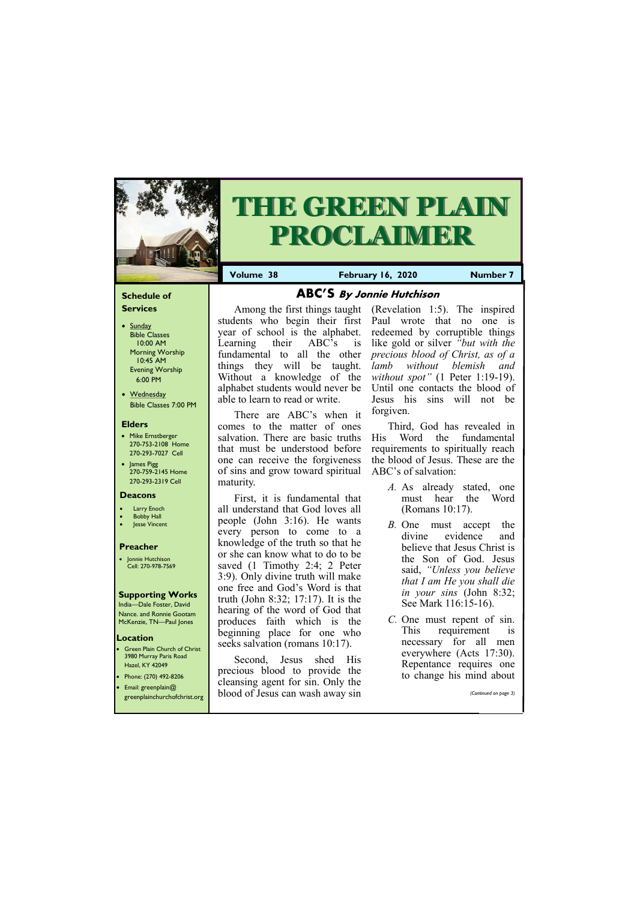# THE GREEN PLAIN PROCLAIMER

**Volume 38** | **February 16, 2020** | **Number 7**

### Schedule of Services

- Sunday
  Bible Classes 10:00 AM
  Morning Worship 10:45 AM
  Evening Worship 6:00 PM
- Wednesday
  Bible Classes 7:00 PM

### Elders

- Mike Ernstberger
  270-753-2108 Home
  270-293-7027 Cell
- James Pigg
  270-759-2145 Home
  270-293-2319 Cell

### Deacons

- Larry Enoch
- Bobby Hall
- Jesse Vincent

### Preacher

- Jonnie Hutchison
  Cell: 270-978-7569

### Supporting Works

India—Dale Foster, David Nance. and Ronnie Gootam
McKenzie, TN—Paul Jones

### Location

- Green Plain Church of Christ
  3980 Murray Paris Road
  Hazel, KY 42049
- Phone: (270) 492-8206
- Email: greenplain@greenplainchurchofchrist.org

## ABC'S *By Jonnie Hutchison*

Among the first things taught students who begin their first year of school is the alphabet. Learning their ABC's is fundamental to all the other things they will be taught. Without a knowledge of the alphabet students would never be able to learn to read or write.

There are ABC's when it comes to the matter of ones salvation. There are basic truths that must be understood before one can receive the forgiveness of sins and grow toward spiritual maturity.

First, it is fundamental that all understand that God loves all people (John 3:16). He wants every person to come to a knowledge of the truth so that he or she can know what to do to be saved (1 Timothy 2:4; 2 Peter 3:9). Only divine truth will make one free and God's Word is that truth (John 8:32; 17:17). It is the hearing of the word of God that produces faith which is the beginning place for one who seeks salvation (romans 10:17).

Second, Jesus shed His precious blood to provide the cleansing agent for sin. Only the blood of Jesus can wash away sin (Revelation 1:5). The inspired Paul wrote that no one is redeemed by corruptible things like gold or silver *"but with the precious blood of Christ, as of a lamb without blemish and without spot"* (1 Peter 1:19-19). Until one contacts the blood of Jesus his sins will not be forgiven.

Third, God has revealed in His Word the fundamental requirements to spiritually reach the blood of Jesus. These are the ABC's of salvation:

*A.* As already stated, one must hear the Word (Romans 10:17).

*B.* One must accept the divine evidence and believe that Jesus Christ is the Son of God. Jesus said, *"Unless you believe that I am He you shall die in your sins* (John 8:32; See Mark 116:15-16).

*C.* One must repent of sin. This requirement is necessary for all men everywhere (Acts 17:30). Repentance requires one to change his mind about

*(Continued on page 3)*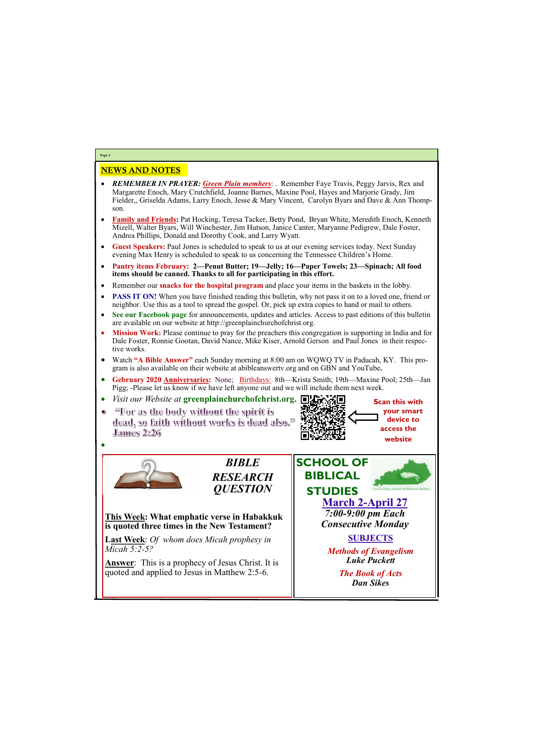## NEWS AND NOTES

- ***REMEMBER IN PRAYER: Green Plain members***: . Remember Faye Travis, Peggy Jarvis, Rex and Margarette Enoch, Mary Crutchfield, Joanne Barnes, Maxine Pool, Hayes and Marjorie Grady, Jim Fielder,, Griselda Adams, Larry Enoch, Jesse & Mary Vincent, Carolyn Byars and Dave & Ann Thompson.
- **Family and Friends:** Pat Hocking, Teresa Tacker, Betty Pond, Bryan White, Meredith Enoch, Kenneth Mizell, Walter Byars, Will Winchester, Jim Hutson, Janice Canter, Maryanne Pedigrew, Dale Foster, Andrea Phillips, Donald and Dorothy Cook, and Larry Wyatt.
- **Guest Speakers:** Paul Jones is scheduled to speak to us at our evening services today. Next Sunday evening Max Henry is scheduled to speak to us concerning the Tennessee Children's Home.
- **Pantry items February: 2—Penut Butter; 19—Jelly; 16—Paper Towels; 23—Spinach; All food items should be canned. Thanks to all for participating in this effort.**
- Remember our **snacks for the hospital program** and place your items in the baskets in the lobby.
- **PASS IT ON!** When you have finished reading this bulletin, why not pass it on to a loved one, friend or neighbor. Use this as a tool to spread the gospel. Or, pick up extra copies to hand or mail to others.
- **See our Facebook page** for announcements, updates and articles. Access to past editions of this bulletin are available on our website at http://greenplainchurchofchrist.org.
- **Mission Work:** Please continue to pray for the preachers this congregation is supporting in India and for Dale Foster, Ronnie Gootan, David Nance, Mike Kiser, Arnold Gerson and Paul Jones in their respective works.
- Watch **"A Bible Answer"** each Sunday morning at 8:00 am on WQWQ TV in Paducah, KY. This program is also available on their website at abibleanswertv.org and on GBN and YouTube**.**
- **Gebruary 2020 Anniversaries:** None; Birthdays: 8th—Krista Smith; 19th—Maxine Pool; 25th—Jan Pigg; -Please let us know if we have left anyone out and we will include them next week.
- *Visit our Website at* **greenplainchurchofchrist.org.**
- **"For as the body without the spirit is dead, so faith without works is dead also." James 2:26**

Scan this with your smart device to access the website

### *BIBLE RESEARCH QUESTION*

**This Week: What emphatic verse in Habakkuk is quoted three times in the New Testament?**

**Last Week**: *Of whom does Micah prophesy in Micah 5:2-5?*

**Answer**: This is a prophecy of Jesus Christ. It is quoted and applied to Jesus in Matthew 2:5-6.

### SCHOOL OF BIBLICAL STUDIES

Green Plain School of Biblical Studies

**March 2-April 27**

***7:00-9:00 pm Each Consecutive Monday***

**SUBJECTS**

***Methods of Evangelism***
***Luke Puckett***

***The Book of Acts***
***Dan Sikes***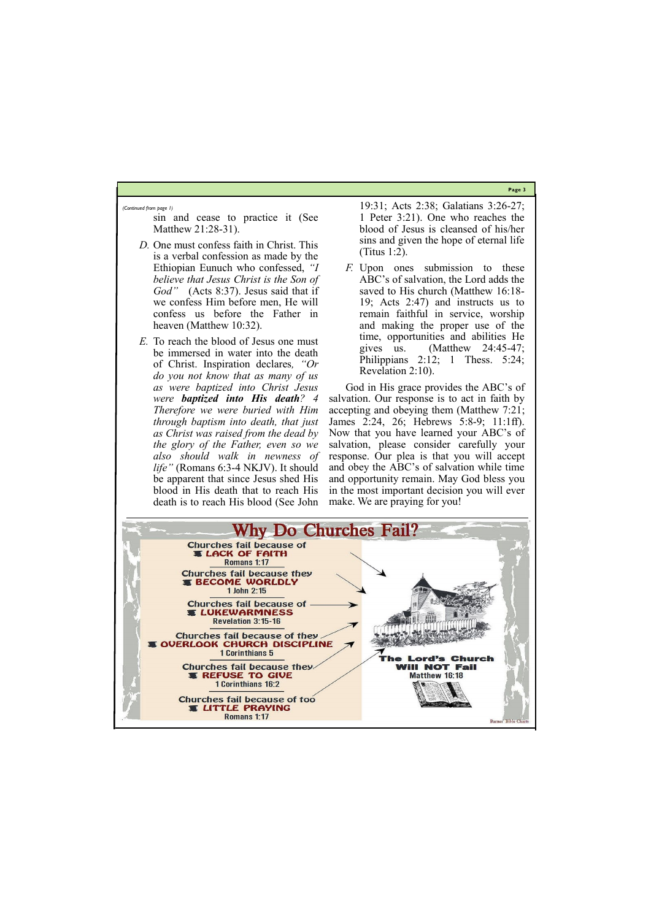*(Continued from page 1)*

sin and cease to practice it (See Matthew 21:28-31).

*D.* One must confess faith in Christ. This is a verbal confession as made by the Ethiopian Eunuch who confessed, *"I believe that Jesus Christ is the Son of God"* (Acts 8:37). Jesus said that if we confess Him before men, He will confess us before the Father in heaven (Matthew 10:32).

*E.* To reach the blood of Jesus one must be immersed in water into the death of Christ. Inspiration declares, *"Or do you not know that as many of us as were baptized into Christ Jesus were* ***baptized into His death****? 4 Therefore we were buried with Him through baptism into death, that just as Christ was raised from the dead by the glory of the Father, even so we also should walk in newness of life"* (Romans 6:3-4 NKJV). It should be apparent that since Jesus shed His blood in His death that to reach His death is to reach His blood (See John 19:31; Acts 2:38; Galatians 3:26-27; 1 Peter 3:21). One who reaches the blood of Jesus is cleansed of his/her sins and given the hope of eternal life (Titus 1:2).

*F.* Upon ones submission to these ABC's of salvation, the Lord adds the saved to His church (Matthew 16:18-19; Acts 2:47) and instructs us to remain faithful in service, worship and making the proper use of the time, opportunities and abilities He gives us. (Matthew 24:45-47; Philippians 2:12; 1 Thess. 5:24; Revelation 2:10).

God in His grace provides the ABC's of salvation. Our response is to act in faith by accepting and obeying them (Matthew 7:21; James 2:24, 26; Hebrews 5:8-9; 11:1ff). Now that you have learned your ABC's of salvation, please consider carefully your response. Our plea is that you will accept and obey the ABC's of salvation while time and opportunity remain. May God bless you in the most important decision you will ever make. We are praying for you!

# Why Do Churches Fail?

Churches fail because of
**LACK OF FAITH**
Romans 1:17

Churches fail because they
**BECOME WORLDLY**
1 John 2:15

Churches fail because of
**LUKEWARMNESS**
Revelation 3:15-16

Churches fail because of they
**OVERLOOK CHURCH DISCIPLINE**
1 Corinthians 5

Churches fail because they
**REFUSE TO GIVE**
1 Corinthians 16:2

Churches fail because of too
**LITTLE PRAYING**
Romans 1:17

**The Lord's Church Will NOT Fail**
Matthew 16:18

Barnes' Bible Charts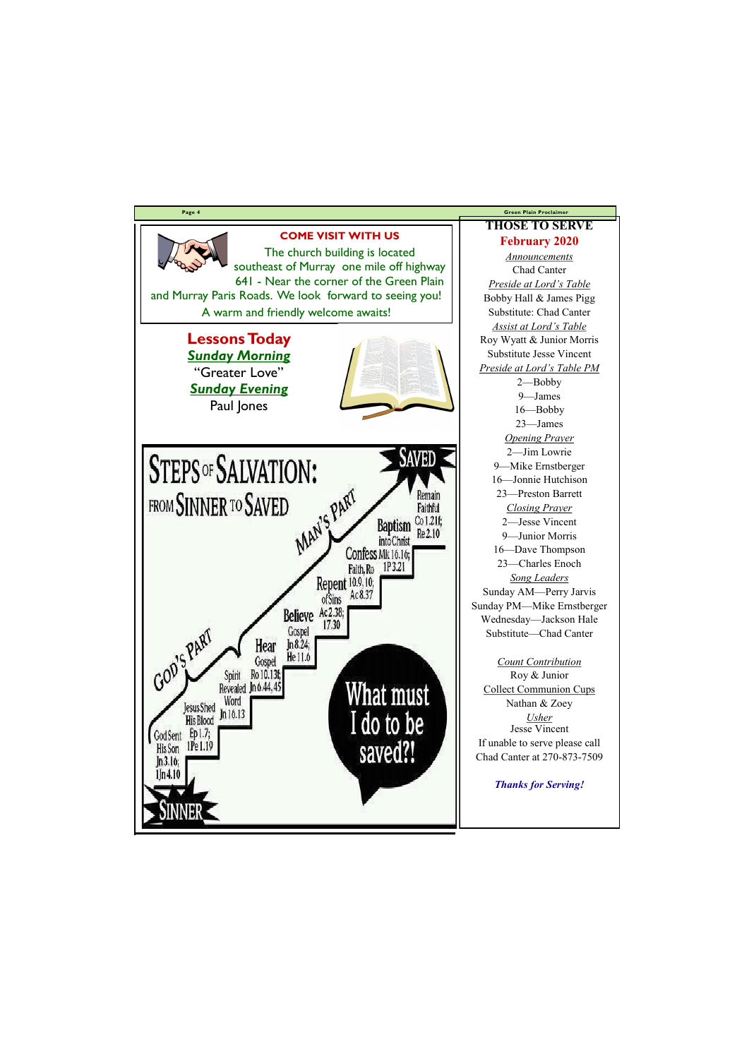## COME VISIT WITH US

The church building is located southeast of Murray one mile off highway 641 - Near the corner of the Green Plain and Murray Paris Roads. We look forward to seeing you!

A warm and friendly welcome awaits!

## Lessons Today

***Sunday Morning***

"Greater Love"

***Sunday Evening***

Paul Jones

STEPS OF SALVATION: FROM SINNER TO SAVED

GOD'S PART

God Sent His Son Jn3.16; 1Jn4.10

Jesus Shed His Blood Ep1.7; 1Pe1.19

Spirit Revealed Word Jn16.13

MAN'S PART

Hear Gospel Ro10.13f; Jn6.44,45

Believe Gospel Jn8.24; He11.6

Repent of Sins Ac2.38; 17.30

Confess Faith, Ro 10.9,10; Ac8.37

Baptism into Christ Mk16.16; 1P3.21

Remain Faithful Co1.21f; Re2.10

SINNER

SAVED

What must I do to be saved?!

## THOSE TO SERVE
## February 2020

*Announcements*
Chad Canter

*Preside at Lord's Table*
Bobby Hall & James Pigg
Substitute: Chad Canter

*Assist at Lord's Table*
Roy Wyatt & Junior Morris
Substitute Jesse Vincent

*Preside at Lord's Table PM*
2—Bobby
9—James
16—Bobby
23—James

*Opening Prayer*
2—Jim Lowrie
9—Mike Ernstberger
16—Jonnie Hutchison
23—Preston Barrett

*Closing Prayer*
2—Jesse Vincent
9—Junior Morris
16—Dave Thompson
23—Charles Enoch

*Song Leaders*
Sunday AM—Perry Jarvis
Sunday PM—Mike Ernstberger
Wednesday—Jackson Hale
Substitute—Chad Canter

*Count Contribution*
Roy & Junior

Collect Communion Cups
Nathan & Zoey

*Usher*
Jesse Vincent

If unable to serve please call Chad Canter at 270-873-7509

***Thanks for Serving!***